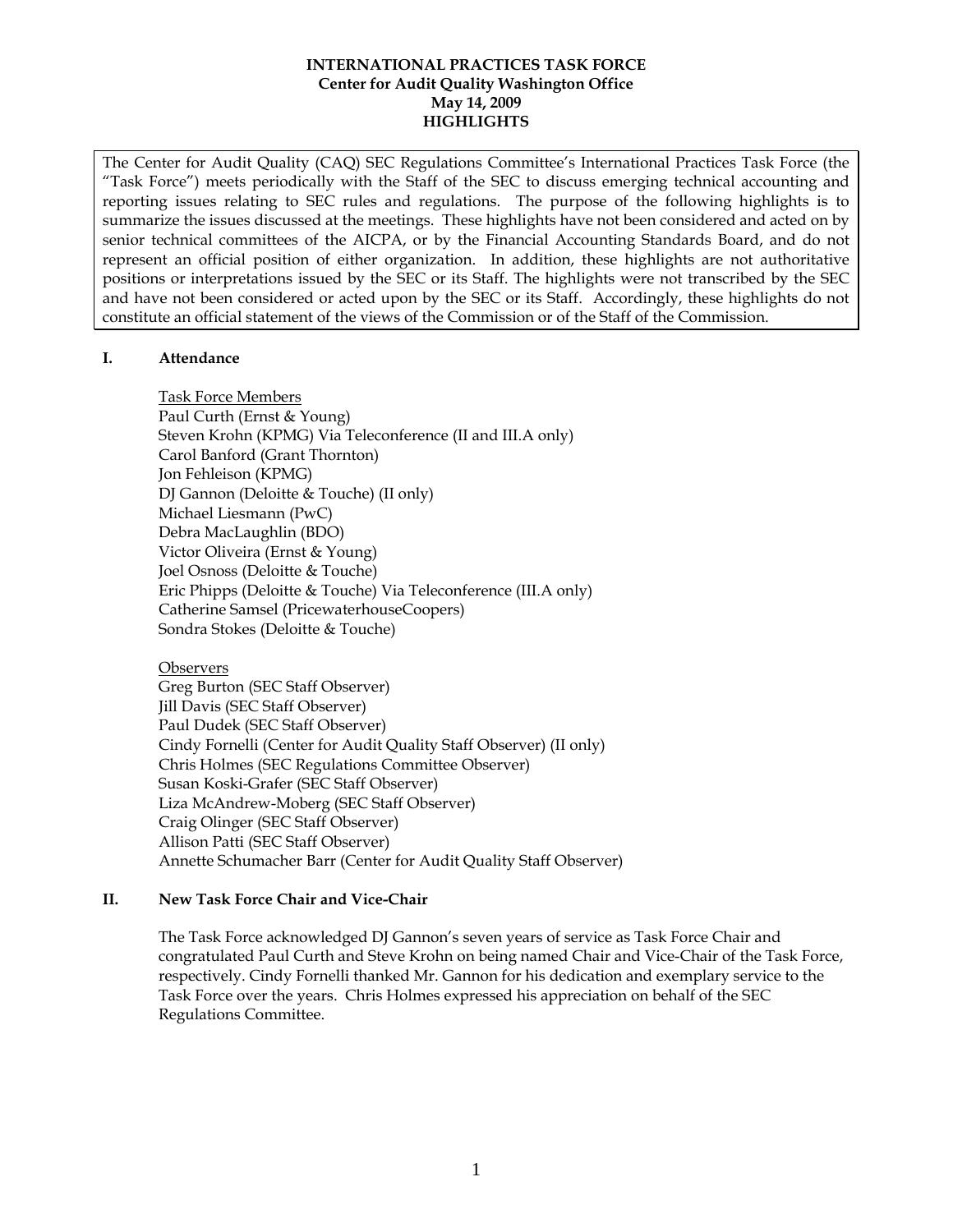# INTERNATIONAL PRACTICES TASK FORCE
## Center for Audit Quality Washington Office
## May 14, 2009
## HIGHLIGHTS

The Center for Audit Quality (CAQ) SEC Regulations Committee's International Practices Task Force (the "Task Force") meets periodically with the Staff of the SEC to discuss emerging technical accounting and reporting issues relating to SEC rules and regulations. The purpose of the following highlights is to summarize the issues discussed at the meetings. These highlights have not been considered and acted on by senior technical committees of the AICPA, or by the Financial Accounting Standards Board, and do not represent an official position of either organization. In addition, these highlights are not authoritative positions or interpretations issued by the SEC or its Staff. The highlights were not transcribed by the SEC and have not been considered or acted upon by the SEC or its Staff. Accordingly, these highlights do not constitute an official statement of the views of the Commission or of the Staff of the Commission.

## I. Attendance

Task Force Members
Paul Curth (Ernst & Young)
Steven Krohn (KPMG) Via Teleconference (II and III.A only)
Carol Banford (Grant Thornton)
Jon Fehleison (KPMG)
DJ Gannon (Deloitte & Touche) (II only)
Michael Liesmann (PwC)
Debra MacLaughlin (BDO)
Victor Oliveira (Ernst & Young)
Joel Osnoss (Deloitte & Touche)
Eric Phipps (Deloitte & Touche) Via Teleconference (III.A only)
Catherine Samsel (PricewaterhouseCoopers)
Sondra Stokes (Deloitte & Touche)

Observers
Greg Burton (SEC Staff Observer)
Jill Davis (SEC Staff Observer)
Paul Dudek (SEC Staff Observer)
Cindy Fornelli (Center for Audit Quality Staff Observer) (II only)
Chris Holmes (SEC Regulations Committee Observer)
Susan Koski-Grafer (SEC Staff Observer)
Liza McAndrew-Moberg (SEC Staff Observer)
Craig Olinger (SEC Staff Observer)
Allison Patti (SEC Staff Observer)
Annette Schumacher Barr (Center for Audit Quality Staff Observer)

## II. New Task Force Chair and Vice-Chair

The Task Force acknowledged DJ Gannon's seven years of service as Task Force Chair and congratulated Paul Curth and Steve Krohn on being named Chair and Vice-Chair of the Task Force, respectively. Cindy Fornelli thanked Mr. Gannon for his dedication and exemplary service to the Task Force over the years. Chris Holmes expressed his appreciation on behalf of the SEC Regulations Committee.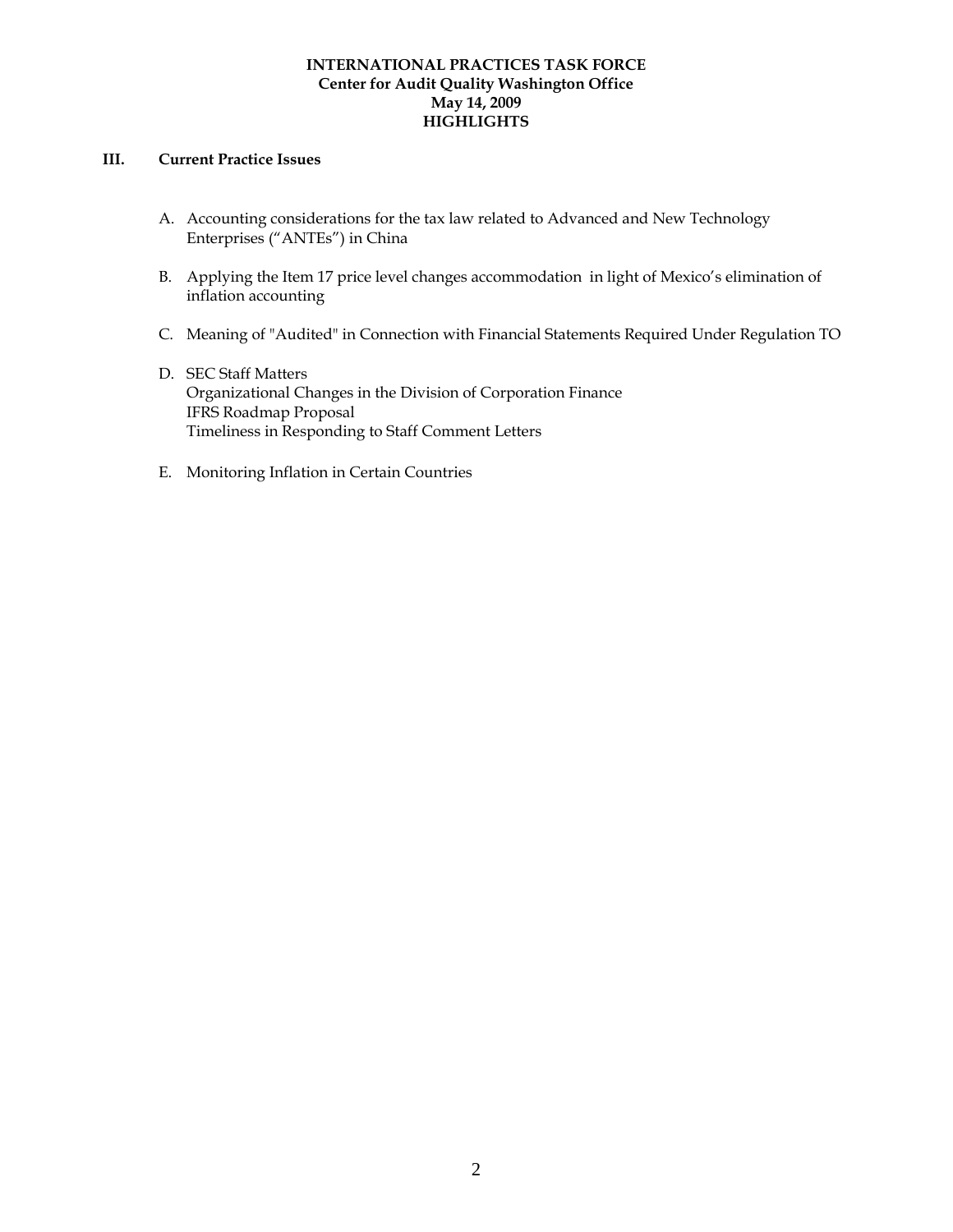**INTERNATIONAL PRACTICES TASK FORCE**
**Center for Audit Quality Washington Office**
**May 14, 2009**
**HIGHLIGHTS**

## III. Current Practice Issues

A. Accounting considerations for the tax law related to Advanced and New Technology Enterprises ("ANTEs") in China

B. Applying the Item 17 price level changes accommodation in light of Mexico's elimination of inflation accounting

C. Meaning of "Audited" in Connection with Financial Statements Required Under Regulation TO

D. SEC Staff Matters
Organizational Changes in the Division of Corporation Finance
IFRS Roadmap Proposal
Timeliness in Responding to Staff Comment Letters

E. Monitoring Inflation in Certain Countries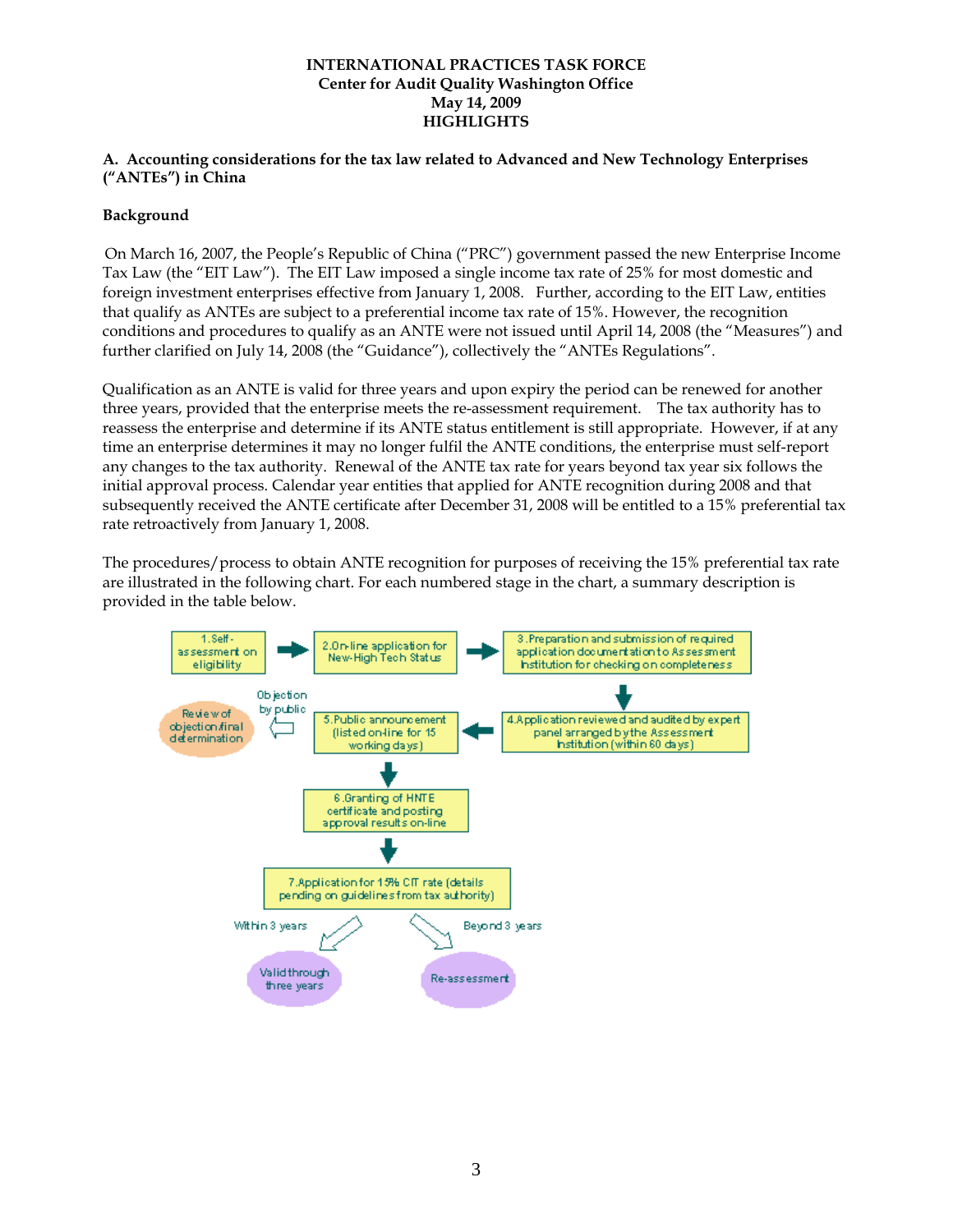**INTERNATIONAL PRACTICES TASK FORCE**
**Center for Audit Quality Washington Office**
**May 14, 2009**
**HIGHLIGHTS**

## A. Accounting considerations for the tax law related to Advanced and New Technology Enterprises ("ANTEs") in China

### Background

On March 16, 2007, the People's Republic of China ("PRC") government passed the new Enterprise Income Tax Law (the "EIT Law"). The EIT Law imposed a single income tax rate of 25% for most domestic and foreign investment enterprises effective from January 1, 2008. Further, according to the EIT Law, entities that qualify as ANTEs are subject to a preferential income tax rate of 15%. However, the recognition conditions and procedures to qualify as an ANTE were not issued until April 14, 2008 (the "Measures") and further clarified on July 14, 2008 (the "Guidance"), collectively the "ANTEs Regulations".

Qualification as an ANTE is valid for three years and upon expiry the period can be renewed for another three years, provided that the enterprise meets the re-assessment requirement. The tax authority has to reassess the enterprise and determine if its ANTE status entitlement is still appropriate. However, if at any time an enterprise determines it may no longer fulfil the ANTE conditions, the enterprise must self-report any changes to the tax authority. Renewal of the ANTE tax rate for years beyond tax year six follows the initial approval process. Calendar year entities that applied for ANTE recognition during 2008 and that subsequently received the ANTE certificate after December 31, 2008 will be entitled to a 15% preferential tax rate retroactively from January 1, 2008.

The procedures/process to obtain ANTE recognition for purposes of receiving the 15% preferential tax rate are illustrated in the following chart. For each numbered stage in the chart, a summary description is provided in the table below.

1. Self-assessment on eligibility → 2. On-line application for New-High Tech Status → 3. Preparation and submission of required application documentation to Assessment Institution for checking on completeness → 4. Application reviewed and audited by expert panel arranged by the Assessment Institution (within 60 days) → 5. Public announcement (listed on-line for 15 working days) → 6. Granting of HNTE certificate and posting approval results on-line → 7. Application for 15% CIT rate (details pending on guidelines from tax authority)

- From step 5: Objection by public → Review of objection/final determination
- From step 7: Within 3 years → Valid through three years; Beyond 3 years → Re-assessment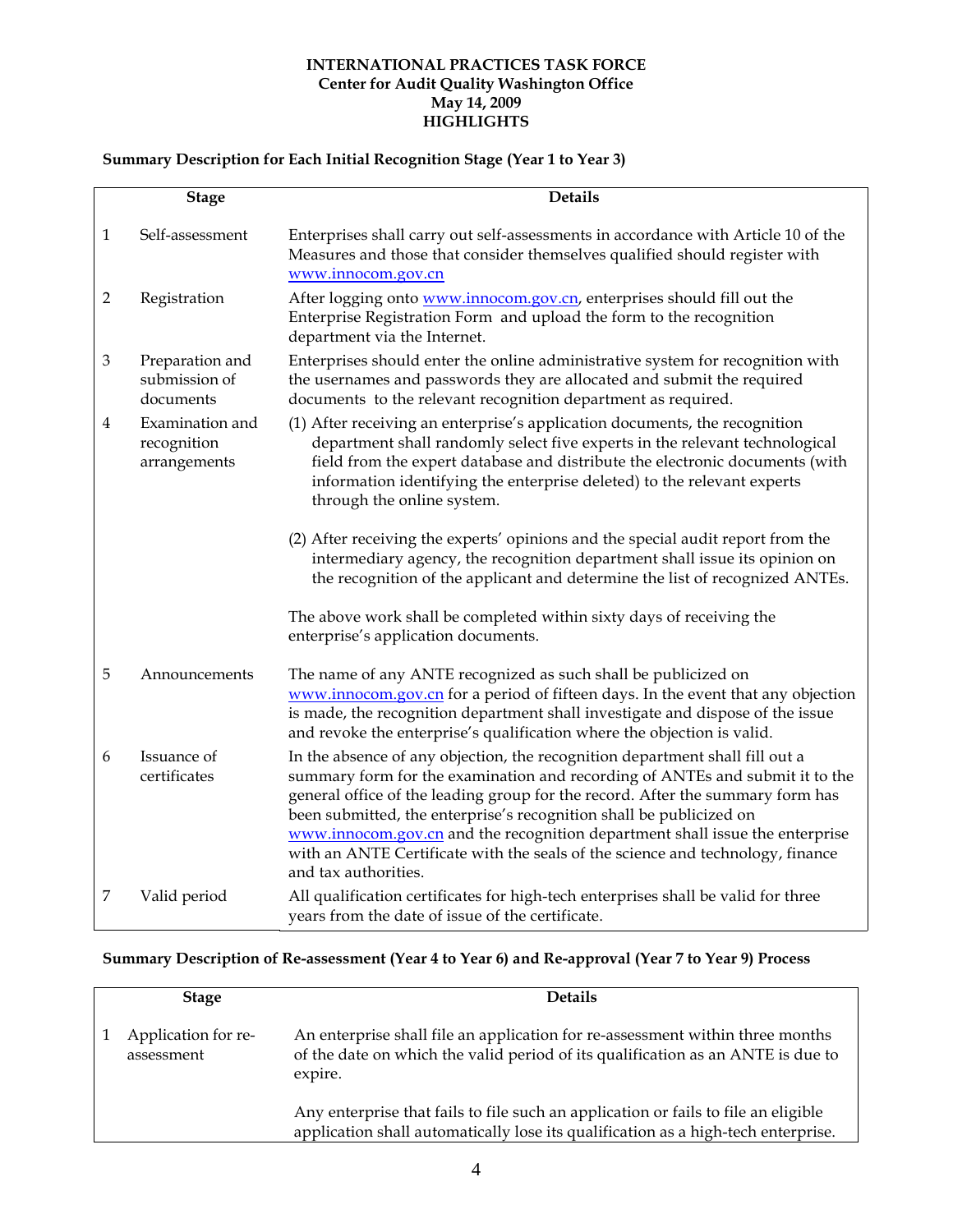**INTERNATIONAL PRACTICES TASK FORCE**
**Center for Audit Quality Washington Office**
**May 14, 2009**
**HIGHLIGHTS**

**Summary Description for Each Initial Recognition Stage (Year 1 to Year 3)**

| | Stage | Details |
|---|---|---|
| 1 | Self-assessment | Enterprises shall carry out self-assessments in accordance with Article 10 of the Measures and those that consider themselves qualified should register with www.innocom.gov.cn |
| 2 | Registration | After logging onto www.innocom.gov.cn, enterprises should fill out the Enterprise Registration Form and upload the form to the recognition department via the Internet. |
| 3 | Preparation and submission of documents | Enterprises should enter the online administrative system for recognition with the usernames and passwords they are allocated and submit the required documents to the relevant recognition department as required. |
| 4 | Examination and recognition arrangements | (1) After receiving an enterprise's application documents, the recognition department shall randomly select five experts in the relevant technological field from the expert database and distribute the electronic documents (with information identifying the enterprise deleted) to the relevant experts through the online system.<br><br>(2) After receiving the experts' opinions and the special audit report from the intermediary agency, the recognition department shall issue its opinion on the recognition of the applicant and determine the list of recognized ANTEs.<br><br>The above work shall be completed within sixty days of receiving the enterprise's application documents. |
| 5 | Announcements | The name of any ANTE recognized as such shall be publicized on www.innocom.gov.cn for a period of fifteen days. In the event that any objection is made, the recognition department shall investigate and dispose of the issue and revoke the enterprise's qualification where the objection is valid. |
| 6 | Issuance of certificates | In the absence of any objection, the recognition department shall fill out a summary form for the examination and recording of ANTEs and submit it to the general office of the leading group for the record. After the summary form has been submitted, the enterprise's recognition shall be publicized on www.innocom.gov.cn and the recognition department shall issue the enterprise with an ANTE Certificate with the seals of the science and technology, finance and tax authorities. |
| 7 | Valid period | All qualification certificates for high-tech enterprises shall be valid for three years from the date of issue of the certificate. |

**Summary Description of Re-assessment (Year 4 to Year 6) and Re-approval (Year 7 to Year 9) Process**

| | Stage | Details |
|---|---|---|
| 1 | Application for re-assessment | An enterprise shall file an application for re-assessment within three months of the date on which the valid period of its qualification as an ANTE is due to expire.<br><br>Any enterprise that fails to file such an application or fails to file an eligible application shall automatically lose its qualification as a high-tech enterprise. |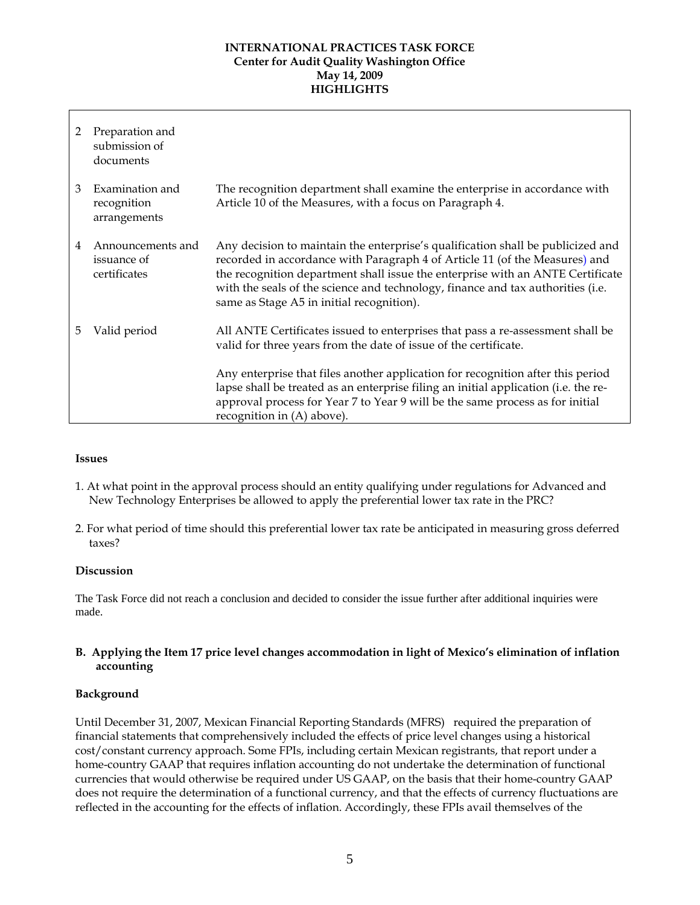| | | |
|---|---|---|
| 2 | Preparation and submission of documents | |
| 3 | Examination and recognition arrangements | The recognition department shall examine the enterprise in accordance with Article 10 of the Measures, with a focus on Paragraph 4. |
| 4 | Announcements and issuance of certificates | Any decision to maintain the enterprise's qualification shall be publicized and recorded in accordance with Paragraph 4 of Article 11 (of the Measures) and the recognition department shall issue the enterprise with an ANTE Certificate with the seals of the science and technology, finance and tax authorities (i.e. same as Stage A5 in initial recognition). |
| 5 | Valid period | All ANTE Certificates issued to enterprises that pass a re-assessment shall be valid for three years from the date of issue of the certificate.<br><br>Any enterprise that files another application for recognition after this period lapse shall be treated as an enterprise filing an initial application (i.e. the re-approval process for Year 7 to Year 9 will be the same process as for initial recognition in (A) above). |

**Issues**

1. At what point in the approval process should an entity qualifying under regulations for Advanced and New Technology Enterprises be allowed to apply the preferential lower tax rate in the PRC?

2. For what period of time should this preferential lower tax rate be anticipated in measuring gross deferred taxes?

**Discussion**

The Task Force did not reach a conclusion and decided to consider the issue further after additional inquiries were made.

### B. Applying the Item 17 price level changes accommodation in light of Mexico's elimination of inflation accounting

**Background**

Until December 31, 2007, Mexican Financial Reporting Standards (MFRS) required the preparation of financial statements that comprehensively included the effects of price level changes using a historical cost/constant currency approach. Some FPIs, including certain Mexican registrants, that report under a home-country GAAP that requires inflation accounting do not undertake the determination of functional currencies that would otherwise be required under US GAAP, on the basis that their home-country GAAP does not require the determination of a functional currency, and that the effects of currency fluctuations are reflected in the accounting for the effects of inflation. Accordingly, these FPIs avail themselves of the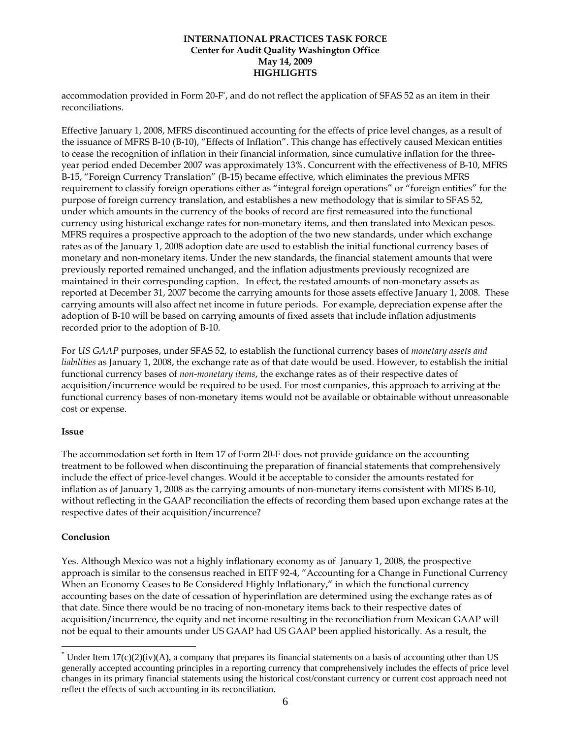accommodation provided in Form 20-F[*], and do not reflect the application of SFAS 52 as an item in their reconciliations.

Effective January 1, 2008, MFRS discontinued accounting for the effects of price level changes, as a result of the issuance of MFRS B-10 (B-10), "Effects of Inflation". This change has effectively caused Mexican entities to cease the recognition of inflation in their financial information, since cumulative inflation for the three-year period ended December 2007 was approximately 13%. Concurrent with the effectiveness of B-10, MFRS B-15, "Foreign Currency Translation" (B-15) became effective, which eliminates the previous MFRS requirement to classify foreign operations either as "integral foreign operations" or "foreign entities" for the purpose of foreign currency translation, and establishes a new methodology that is similar to SFAS 52, under which amounts in the currency of the books of record are first remeasured into the functional currency using historical exchange rates for non-monetary items, and then translated into Mexican pesos. MFRS requires a prospective approach to the adoption of the two new standards, under which exchange rates as of the January 1, 2008 adoption date are used to establish the initial functional currency bases of monetary and non-monetary items. Under the new standards, the financial statement amounts that were previously reported remained unchanged, and the inflation adjustments previously recognized are maintained in their corresponding caption. In effect, the restated amounts of non-monetary assets as reported at December 31, 2007 become the carrying amounts for those assets effective January 1, 2008. These carrying amounts will also affect net income in future periods. For example, depreciation expense after the adoption of B-10 will be based on carrying amounts of fixed assets that include inflation adjustments recorded prior to the adoption of B-10.

For *US GAAP* purposes, under SFAS 52, to establish the functional currency bases of *monetary assets and liabilities* as January 1, 2008, the exchange rate as of that date would be used. However, to establish the initial functional currency bases of *non-monetary items*, the exchange rates as of their respective dates of acquisition/incurrence would be required to be used. For most companies, this approach to arriving at the functional currency bases of non-monetary items would not be available or obtainable without unreasonable cost or expense.

**Issue**

The accommodation set forth in Item 17 of Form 20-F does not provide guidance on the accounting treatment to be followed when discontinuing the preparation of financial statements that comprehensively include the effect of price-level changes. Would it be acceptable to consider the amounts restated for inflation as of January 1, 2008 as the carrying amounts of non-monetary items consistent with MFRS B-10, without reflecting in the GAAP reconciliation the effects of recording them based upon exchange rates at the respective dates of their acquisition/incurrence?

**Conclusion**

Yes. Although Mexico was not a highly inflationary economy as of January 1, 2008, the prospective approach is similar to the consensus reached in EITF 92-4, "Accounting for a Change in Functional Currency When an Economy Ceases to Be Considered Highly Inflationary," in which the functional currency accounting bases on the date of cessation of hyperinflation are determined using the exchange rates as of that date. Since there would be no tracing of non-monetary items back to their respective dates of acquisition/incurrence, the equity and net income resulting in the reconciliation from Mexican GAAP will not be equal to their amounts under US GAAP had US GAAP been applied historically. As a result, the

---

[*] Under Item 17(c)(2)(iv)(A), a company that prepares its financial statements on a basis of accounting other than US generally accepted accounting principles in a reporting currency that comprehensively includes the effects of price level changes in its primary financial statements using the historical cost/constant currency or current cost approach need not reflect the effects of such accounting in its reconciliation.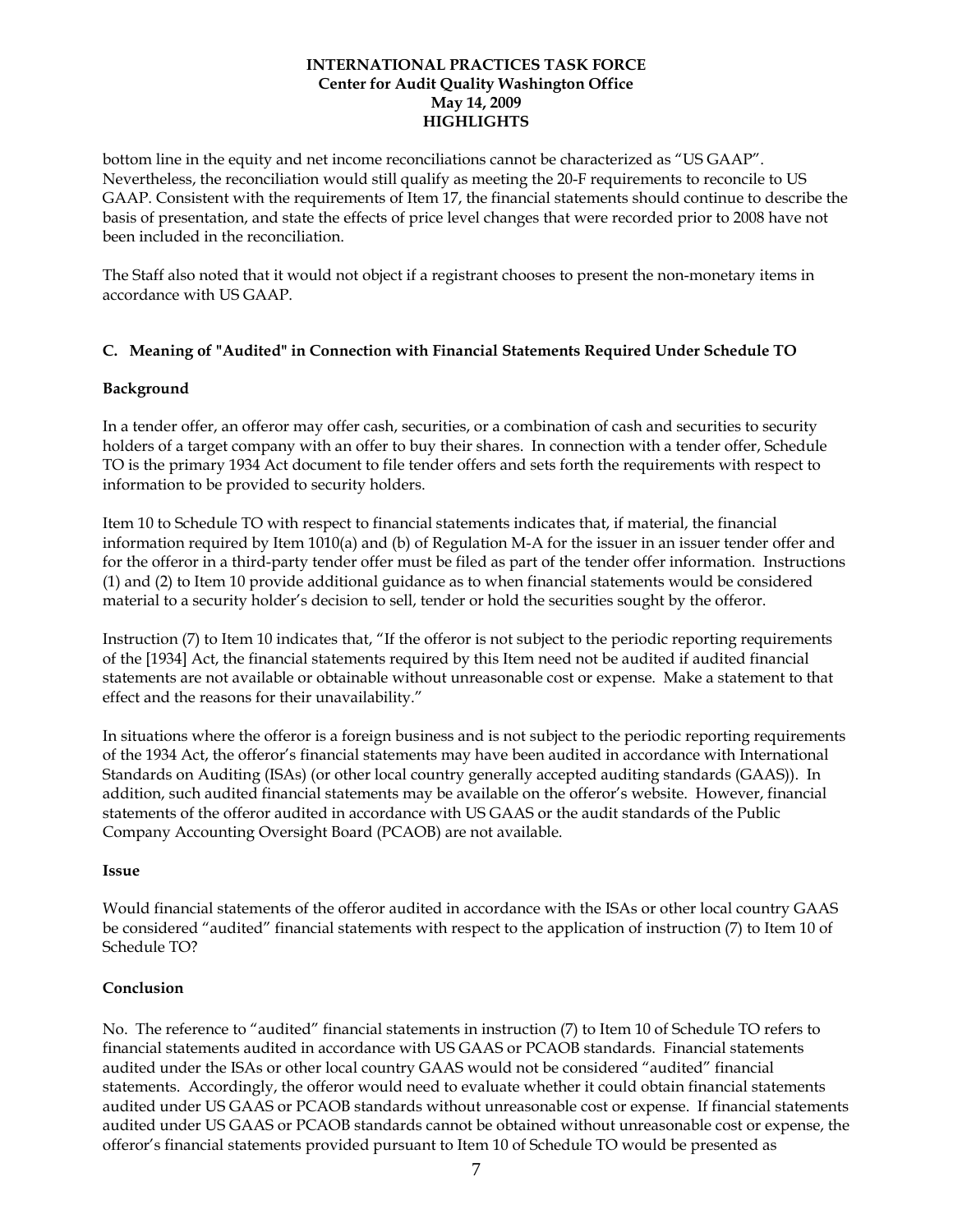bottom line in the equity and net income reconciliations cannot be characterized as "US GAAP". Nevertheless, the reconciliation would still qualify as meeting the 20-F requirements to reconcile to US GAAP. Consistent with the requirements of Item 17, the financial statements should continue to describe the basis of presentation, and state the effects of price level changes that were recorded prior to 2008 have not been included in the reconciliation.

The Staff also noted that it would not object if a registrant chooses to present the non-monetary items in accordance with US GAAP.

### C. Meaning of "Audited" in Connection with Financial Statements Required Under Schedule TO

**Background**

In a tender offer, an offeror may offer cash, securities, or a combination of cash and securities to security holders of a target company with an offer to buy their shares. In connection with a tender offer, Schedule TO is the primary 1934 Act document to file tender offers and sets forth the requirements with respect to information to be provided to security holders.

Item 10 to Schedule TO with respect to financial statements indicates that, if material, the financial information required by Item 1010(a) and (b) of Regulation M-A for the issuer in an issuer tender offer and for the offeror in a third-party tender offer must be filed as part of the tender offer information. Instructions (1) and (2) to Item 10 provide additional guidance as to when financial statements would be considered material to a security holder's decision to sell, tender or hold the securities sought by the offeror.

Instruction (7) to Item 10 indicates that, "If the offeror is not subject to the periodic reporting requirements of the [1934] Act, the financial statements required by this Item need not be audited if audited financial statements are not available or obtainable without unreasonable cost or expense. Make a statement to that effect and the reasons for their unavailability."

In situations where the offeror is a foreign business and is not subject to the periodic reporting requirements of the 1934 Act, the offeror's financial statements may have been audited in accordance with International Standards on Auditing (ISAs) (or other local country generally accepted auditing standards (GAAS)). In addition, such audited financial statements may be available on the offeror's website. However, financial statements of the offeror audited in accordance with US GAAS or the audit standards of the Public Company Accounting Oversight Board (PCAOB) are not available.

**Issue**

Would financial statements of the offeror audited in accordance with the ISAs or other local country GAAS be considered "audited" financial statements with respect to the application of instruction (7) to Item 10 of Schedule TO?

**Conclusion**

No. The reference to "audited" financial statements in instruction (7) to Item 10 of Schedule TO refers to financial statements audited in accordance with US GAAS or PCAOB standards. Financial statements audited under the ISAs or other local country GAAS would not be considered "audited" financial statements. Accordingly, the offeror would need to evaluate whether it could obtain financial statements audited under US GAAS or PCAOB standards without unreasonable cost or expense. If financial statements audited under US GAAS or PCAOB standards cannot be obtained without unreasonable cost or expense, the offeror's financial statements provided pursuant to Item 10 of Schedule TO would be presented as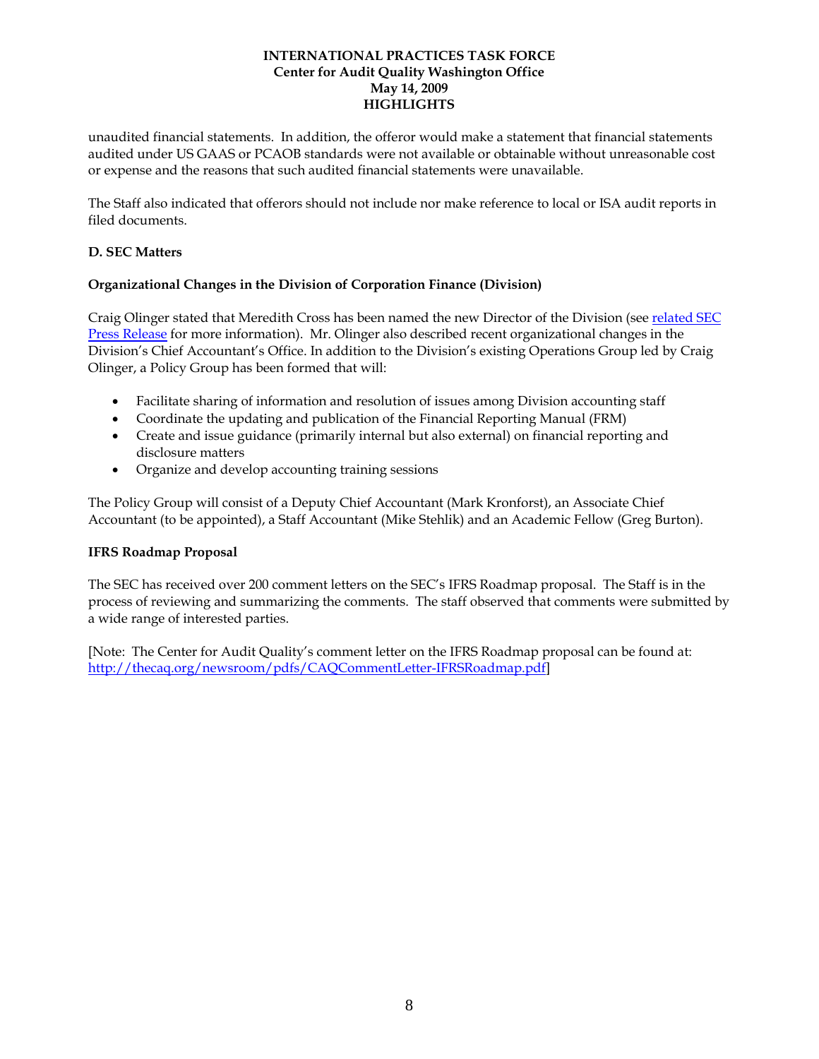unaudited financial statements. In addition, the offeror would make a statement that financial statements audited under US GAAS or PCAOB standards were not available or obtainable without unreasonable cost or expense and the reasons that such audited financial statements were unavailable.

The Staff also indicated that offerors should not include nor make reference to local or ISA audit reports in filed documents.

**D. SEC Matters**

**Organizational Changes in the Division of Corporation Finance (Division)**

Craig Olinger stated that Meredith Cross has been named the new Director of the Division (see related SEC Press Release for more information). Mr. Olinger also described recent organizational changes in the Division's Chief Accountant's Office. In addition to the Division's existing Operations Group led by Craig Olinger, a Policy Group has been formed that will:

- Facilitate sharing of information and resolution of issues among Division accounting staff
- Coordinate the updating and publication of the Financial Reporting Manual (FRM)
- Create and issue guidance (primarily internal but also external) on financial reporting and disclosure matters
- Organize and develop accounting training sessions

The Policy Group will consist of a Deputy Chief Accountant (Mark Kronforst), an Associate Chief Accountant (to be appointed), a Staff Accountant (Mike Stehlik) and an Academic Fellow (Greg Burton).

**IFRS Roadmap Proposal**

The SEC has received over 200 comment letters on the SEC's IFRS Roadmap proposal. The Staff is in the process of reviewing and summarizing the comments. The staff observed that comments were submitted by a wide range of interested parties.

[Note: The Center for Audit Quality's comment letter on the IFRS Roadmap proposal can be found at: http://thecaq.org/newsroom/pdfs/CAQCommentLetter-IFRSRoadmap.pdf]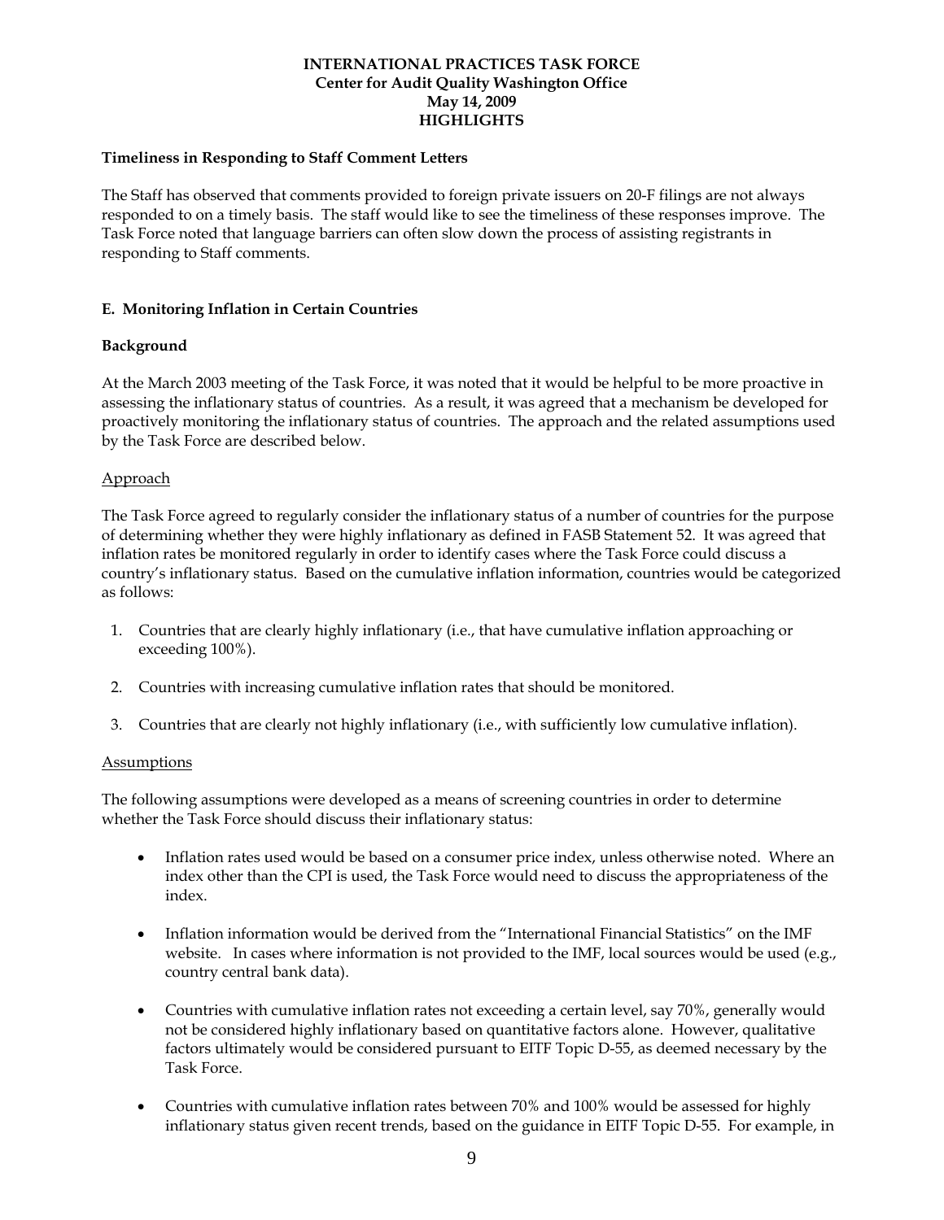**INTERNATIONAL PRACTICES TASK FORCE**
**Center for Audit Quality Washington Office**
**May 14, 2009**
**HIGHLIGHTS**

**Timeliness in Responding to Staff Comment Letters**

The Staff has observed that comments provided to foreign private issuers on 20-F filings are not always responded to on a timely basis. The staff would like to see the timeliness of these responses improve. The Task Force noted that language barriers can often slow down the process of assisting registrants in responding to Staff comments.

## E. Monitoring Inflation in Certain Countries

**Background**

At the March 2003 meeting of the Task Force, it was noted that it would be helpful to be more proactive in assessing the inflationary status of countries. As a result, it was agreed that a mechanism be developed for proactively monitoring the inflationary status of countries. The approach and the related assumptions used by the Task Force are described below.

Approach

The Task Force agreed to regularly consider the inflationary status of a number of countries for the purpose of determining whether they were highly inflationary as defined in FASB Statement 52. It was agreed that inflation rates be monitored regularly in order to identify cases where the Task Force could discuss a country's inflationary status. Based on the cumulative inflation information, countries would be categorized as follows:

1. Countries that are clearly highly inflationary (i.e., that have cumulative inflation approaching or exceeding 100%).
2. Countries with increasing cumulative inflation rates that should be monitored.
3. Countries that are clearly not highly inflationary (i.e., with sufficiently low cumulative inflation).

Assumptions

The following assumptions were developed as a means of screening countries in order to determine whether the Task Force should discuss their inflationary status:

- Inflation rates used would be based on a consumer price index, unless otherwise noted. Where an index other than the CPI is used, the Task Force would need to discuss the appropriateness of the index.
- Inflation information would be derived from the "International Financial Statistics" on the IMF website. In cases where information is not provided to the IMF, local sources would be used (e.g., country central bank data).
- Countries with cumulative inflation rates not exceeding a certain level, say 70%, generally would not be considered highly inflationary based on quantitative factors alone. However, qualitative factors ultimately would be considered pursuant to EITF Topic D-55, as deemed necessary by the Task Force.
- Countries with cumulative inflation rates between 70% and 100% would be assessed for highly inflationary status given recent trends, based on the guidance in EITF Topic D-55. For example, in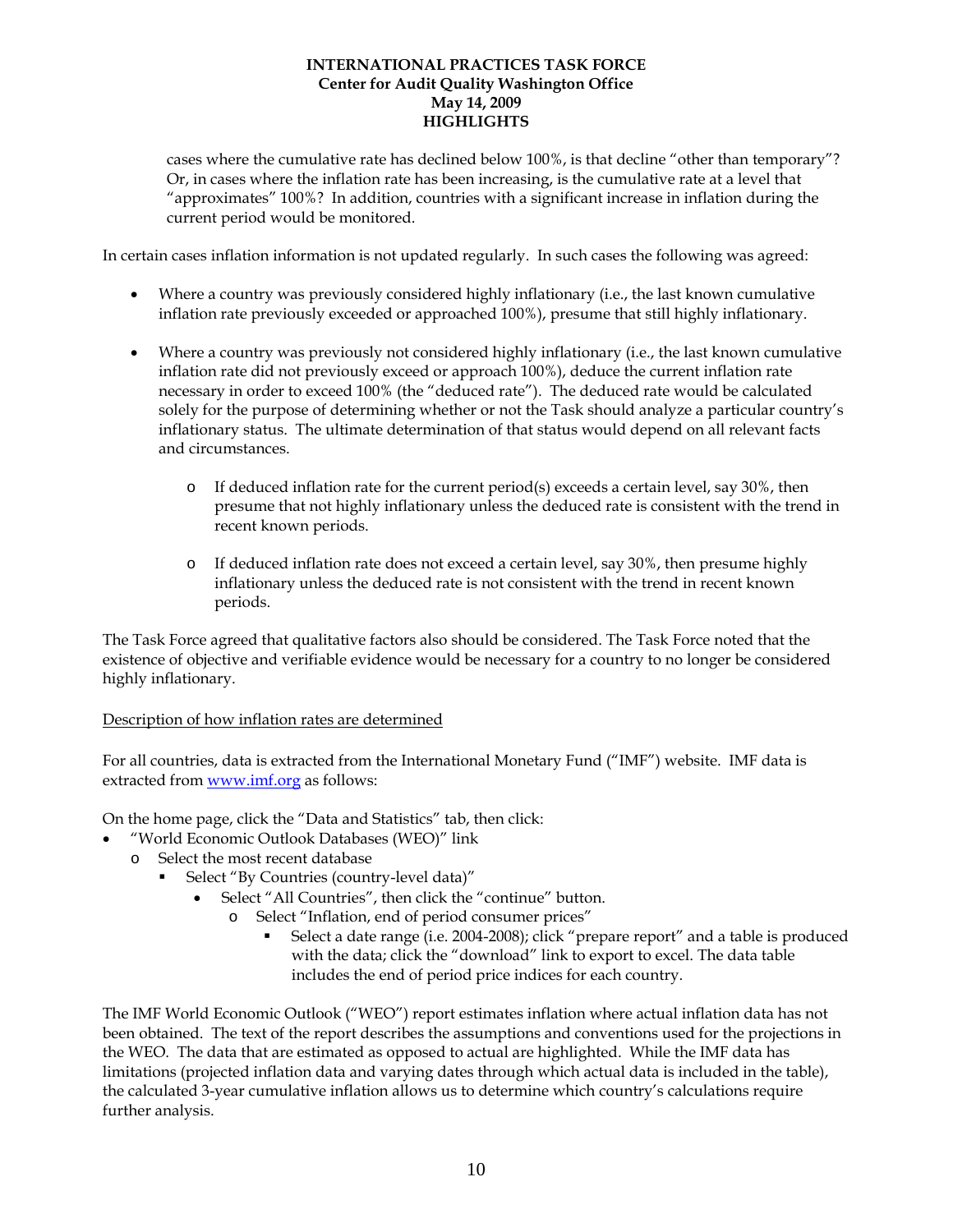cases where the cumulative rate has declined below 100%, is that decline "other than temporary"? Or, in cases where the inflation rate has been increasing, is the cumulative rate at a level that "approximates" 100%? In addition, countries with a significant increase in inflation during the current period would be monitored.

In certain cases inflation information is not updated regularly. In such cases the following was agreed:

- Where a country was previously considered highly inflationary (i.e., the last known cumulative inflation rate previously exceeded or approached 100%), presume that still highly inflationary.

- Where a country was previously not considered highly inflationary (i.e., the last known cumulative inflation rate did not previously exceed or approach 100%), deduce the current inflation rate necessary in order to exceed 100% (the "deduced rate"). The deduced rate would be calculated solely for the purpose of determining whether or not the Task should analyze a particular country's inflationary status. The ultimate determination of that status would depend on all relevant facts and circumstances.

    - If deduced inflation rate for the current period(s) exceeds a certain level, say 30%, then presume that not highly inflationary unless the deduced rate is consistent with the trend in recent known periods.

    - If deduced inflation rate does not exceed a certain level, say 30%, then presume highly inflationary unless the deduced rate is not consistent with the trend in recent known periods.

The Task Force agreed that qualitative factors also should be considered. The Task Force noted that the existence of objective and verifiable evidence would be necessary for a country to no longer be considered highly inflationary.

<u>Description of how inflation rates are determined</u>

For all countries, data is extracted from the International Monetary Fund ("IMF") website. IMF data is extracted from [www.imf.org](http://www.imf.org) as follows:

On the home page, click the "Data and Statistics" tab, then click:

- "World Economic Outlook Databases (WEO)" link
    - Select the most recent database
        - Select "By Countries (country-level data)"
            - Select "All Countries", then click the "continue" button.
                - Select "Inflation, end of period consumer prices"
                    - Select a date range (i.e. 2004-2008); click "prepare report" and a table is produced with the data; click the "download" link to export to excel. The data table includes the end of period price indices for each country.

The IMF World Economic Outlook ("WEO") report estimates inflation where actual inflation data has not been obtained. The text of the report describes the assumptions and conventions used for the projections in the WEO. The data that are estimated as opposed to actual are highlighted. While the IMF data has limitations (projected inflation data and varying dates through which actual data is included in the table), the calculated 3-year cumulative inflation allows us to determine which country's calculations require further analysis.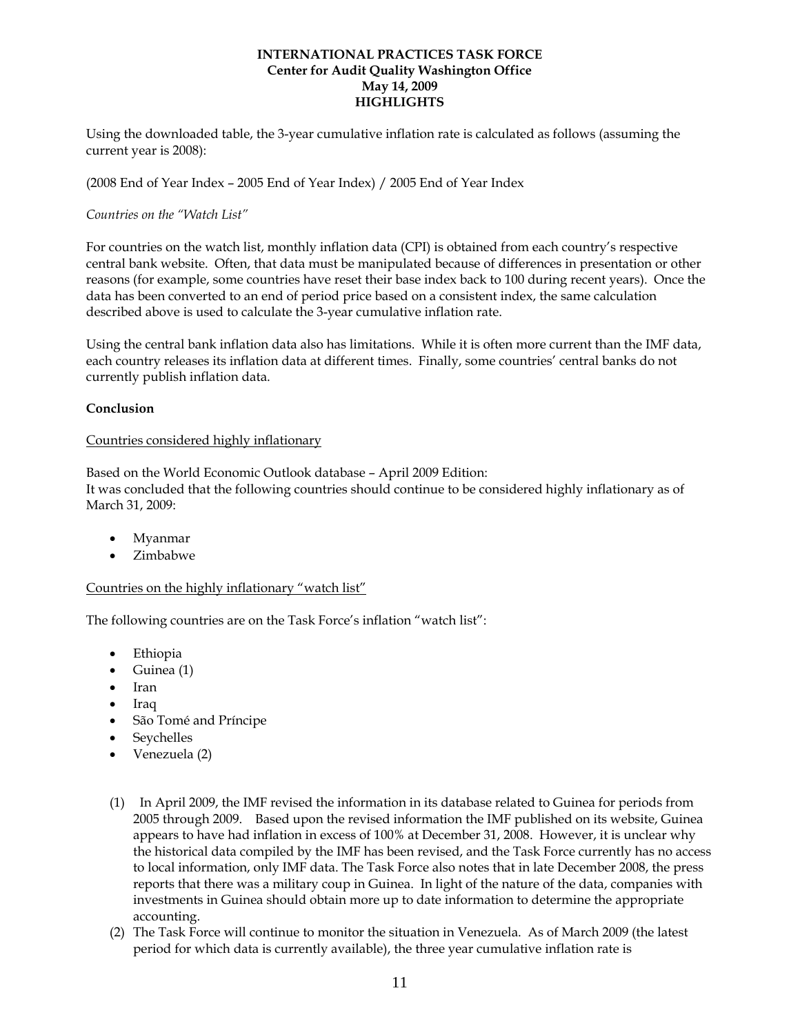Using the downloaded table, the 3-year cumulative inflation rate is calculated as follows (assuming the current year is 2008):

(2008 End of Year Index – 2005 End of Year Index) / 2005 End of Year Index

*Countries on the "Watch List"*

For countries on the watch list, monthly inflation data (CPI) is obtained from each country's respective central bank website. Often, that data must be manipulated because of differences in presentation or other reasons (for example, some countries have reset their base index back to 100 during recent years). Once the data has been converted to an end of period price based on a consistent index, the same calculation described above is used to calculate the 3-year cumulative inflation rate.

Using the central bank inflation data also has limitations. While it is often more current than the IMF data, each country releases its inflation data at different times. Finally, some countries' central banks do not currently publish inflation data.

**Conclusion**

<u>Countries considered highly inflationary</u>

Based on the World Economic Outlook database – April 2009 Edition:
It was concluded that the following countries should continue to be considered highly inflationary as of March 31, 2009:

- Myanmar
- Zimbabwe

<u>Countries on the highly inflationary "watch list"</u>

The following countries are on the Task Force's inflation "watch list":

- Ethiopia
- Guinea (1)
- Iran
- Iraq
- São Tomé and Príncipe
- Seychelles
- Venezuela (2)

(1) In April 2009, the IMF revised the information in its database related to Guinea for periods from 2005 through 2009. Based upon the revised information the IMF published on its website, Guinea appears to have had inflation in excess of 100% at December 31, 2008. However, it is unclear why the historical data compiled by the IMF has been revised, and the Task Force currently has no access to local information, only IMF data. The Task Force also notes that in late December 2008, the press reports that there was a military coup in Guinea. In light of the nature of the data, companies with investments in Guinea should obtain more up to date information to determine the appropriate accounting.

(2) The Task Force will continue to monitor the situation in Venezuela. As of March 2009 (the latest period for which data is currently available), the three year cumulative inflation rate is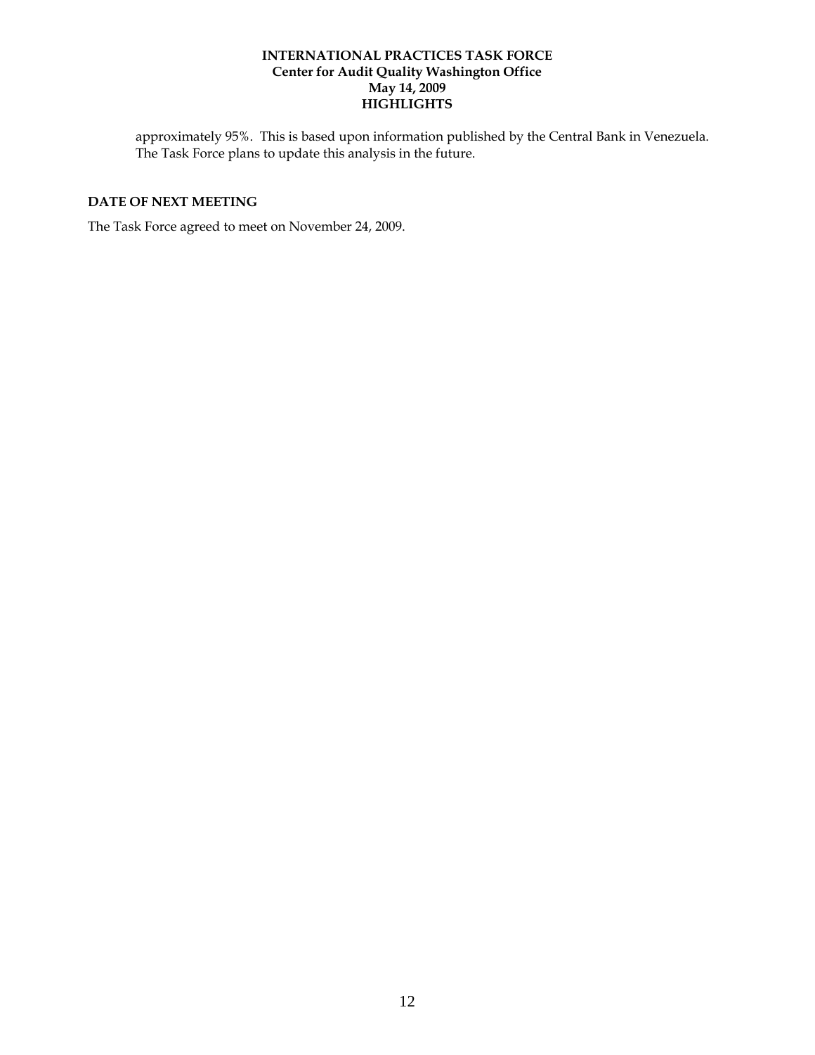approximately 95%. This is based upon information published by the Central Bank in Venezuela. The Task Force plans to update this analysis in the future.

**DATE OF NEXT MEETING**

The Task Force agreed to meet on November 24, 2009.